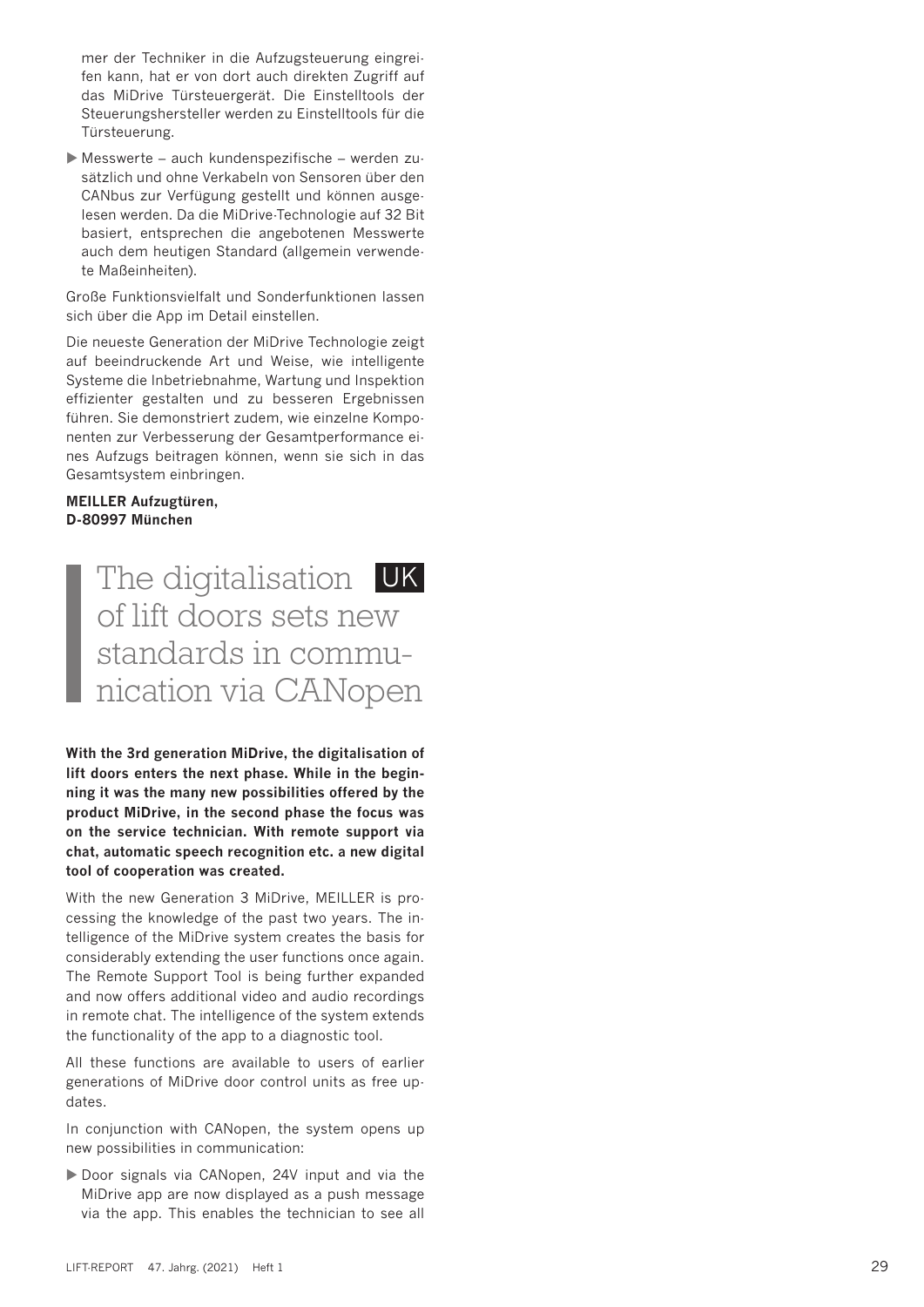mer der Techniker in die Aufzugsteuerung eingreifen kann, hat er von dort auch direkten Zugriff auf das MiDrive Türsteuergerät. Die Einstelltools der Steuerungshersteller werden zu Einstelltools für die Türsteuerung.

- Messwerte – auch kundenspezifische – werden zusätzlich und ohne Verkabeln von Sensoren über den CANbus zur Verfügung gestellt und können ausgelesen werden. Da die MiDrive-Technologie auf 32 Bit basiert, entsprechen die angebotenen Messwerte auch dem heutigen Standard (allgemein verwendete Maßeinheiten).

Große Funktionsvielfalt und Sonderfunktionen lassen sich über die App im Detail einstellen.

Die neueste Generation der MiDrive Technologie zeigt auf beeindruckende Art und Weise, wie intelligente Systeme die Inbetriebnahme, Wartung und Inspektion effizienter gestalten und zu besseren Ergebnissen führen. Sie demonstriert zudem, wie einzelne Komponenten zur Verbesserung der Gesamtperformance eines Aufzugs beitragen können, wenn sie sich in das Gesamtsystem einbringen.

**MEILLER Aufzugtüren,**
**D-80997 München**

# The digitalisation of lift doors sets new standards in communication via CANopen

UK

**With the 3rd generation MiDrive, the digitalisation of lift doors enters the next phase. While in the beginning it was the many new possibilities offered by the product MiDrive, in the second phase the focus was on the service technician. With remote support via chat, automatic speech recognition etc. a new digital tool of cooperation was created.**

With the new Generation 3 MiDrive, MEILLER is processing the knowledge of the past two years. The intelligence of the MiDrive system creates the basis for considerably extending the user functions once again. The Remote Support Tool is being further expanded and now offers additional video and audio recordings in remote chat. The intelligence of the system extends the functionality of the app to a diagnostic tool.

All these functions are available to users of earlier generations of MiDrive door control units as free updates.

In conjunction with CANopen, the system opens up new possibilities in communication:

- Door signals via CANopen, 24V input and via the MiDrive app are now displayed as a push message via the app. This enables the technician to see all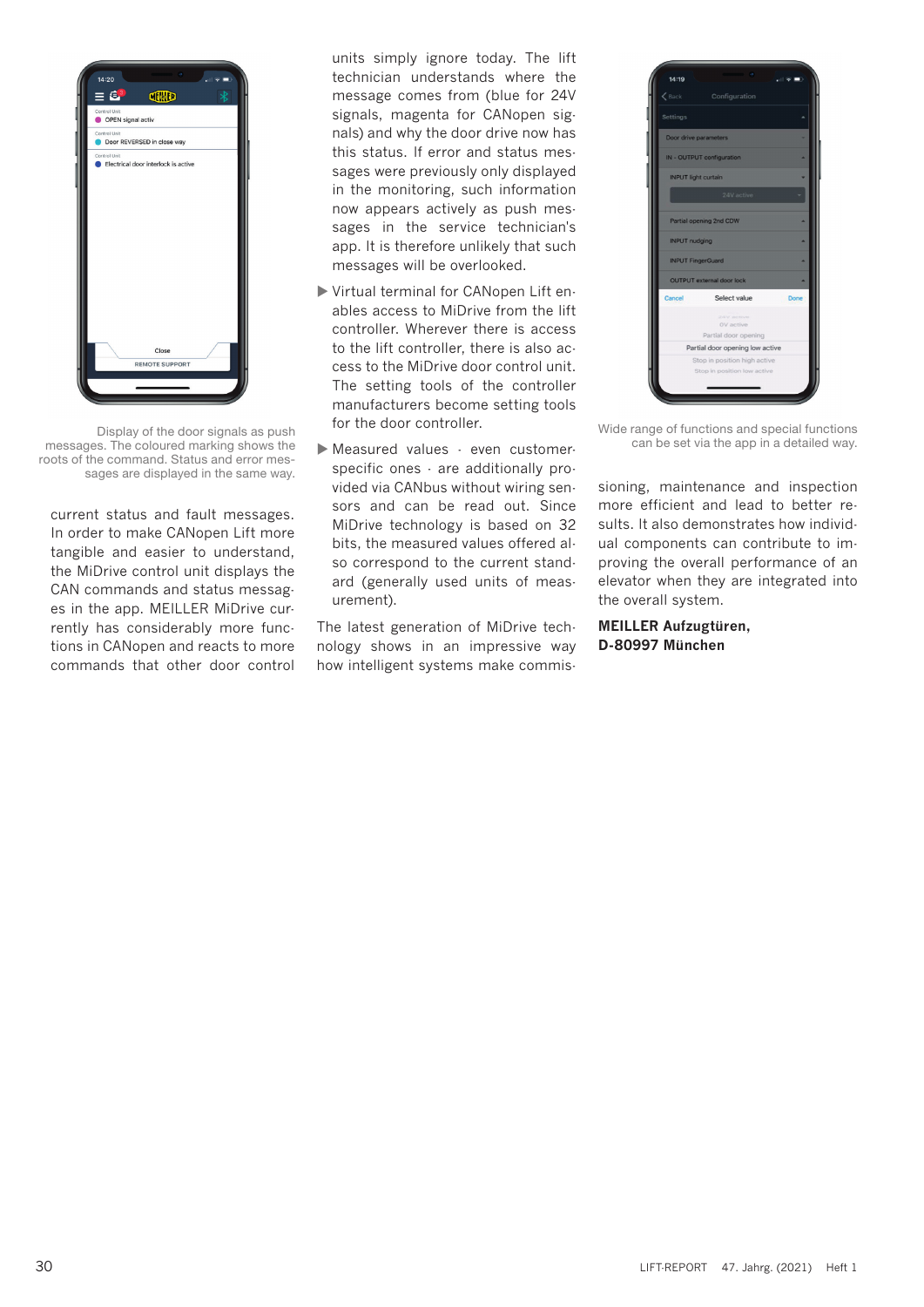Display of the door signals as push messages. The coloured marking shows the roots of the command. Status and error messages are displayed in the same way.

current status and fault messages. In order to make CANopen Lift more tangible and easier to understand, the MiDrive control unit displays the CAN commands and status messages in the app. MEILLER MiDrive currently has considerably more functions in CANopen and reacts to more commands that other door control units simply ignore today. The lift technician understands where the message comes from (blue for 24V signals, magenta for CANopen signals) and why the door drive now has this status. If error and status messages were previously only displayed in the monitoring, such information now appears actively as push messages in the service technician's app. It is therefore unlikely that such messages will be overlooked.

- Virtual terminal for CANopen Lift enables access to MiDrive from the lift controller. Wherever there is access to the lift controller, there is also access to the MiDrive door control unit. The setting tools of the controller manufacturers become setting tools for the door controller.
- Measured values - even customer-specific ones - are additionally provided via CANbus without wiring sensors and can be read out. Since MiDrive technology is based on 32 bits, the measured values offered also correspond to the current standard (generally used units of measurement).

The latest generation of MiDrive technology shows in an impressive way how intelligent systems make commissioning, maintenance and inspection more efficient and lead to better results. It also demonstrates how individual components can contribute to improving the overall performance of an elevator when they are integrated into the overall system.

Wide range of functions and special functions can be set via the app in a detailed way.

**MEILLER Aufzugtüren,**
**D-80997 München**